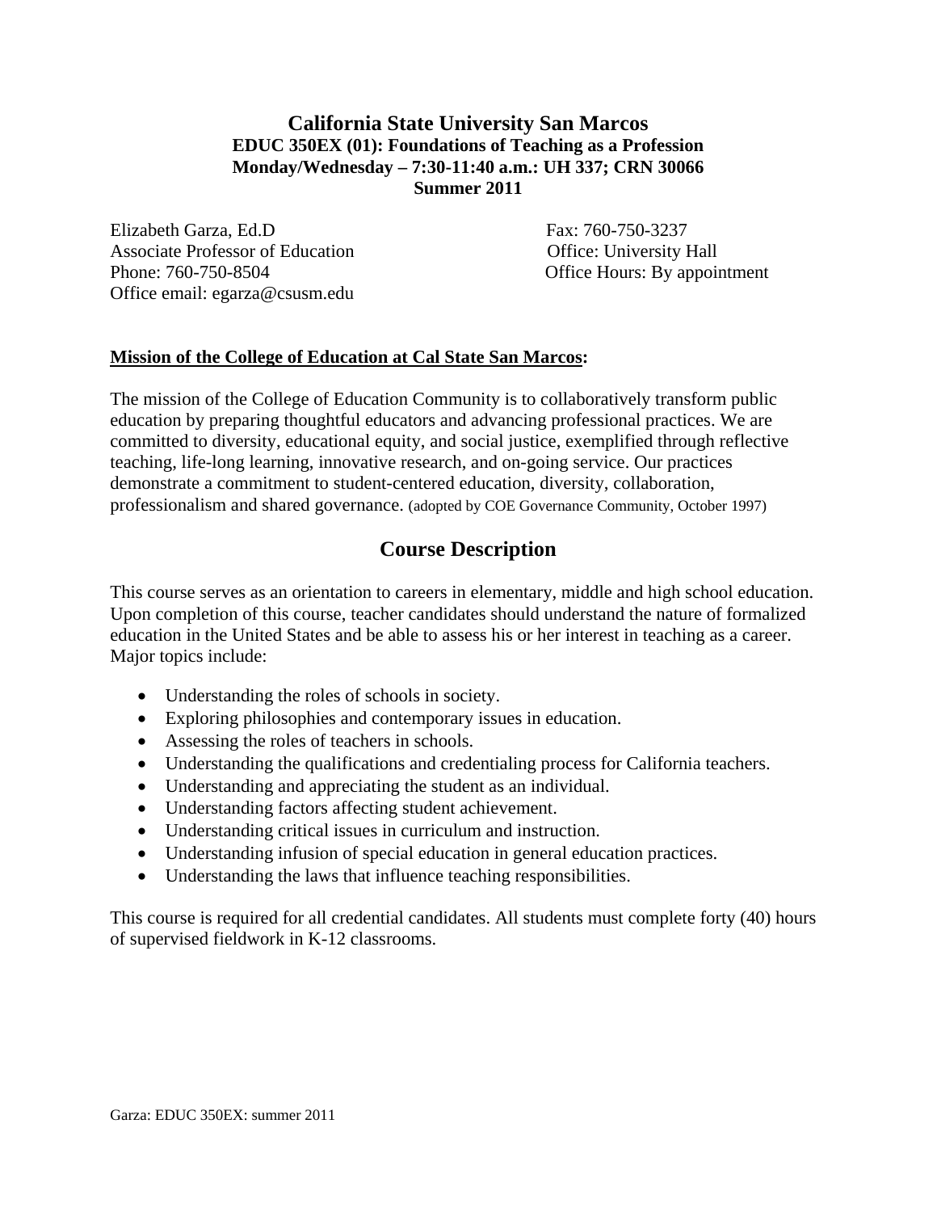# California State University San Marcos

**EDUC 350EX (01): Foundations of Teaching as a Profession**
**Monday/Wednesday – 7:30-11:40 a.m.: UH 337; CRN 30066**
**Summer 2011**

Elizabeth Garza, Ed.D
Associate Professor of Education
Phone: 760-750-8504
Office email: egarza@csusm.edu

Fax: 760-750-3237
Office: University Hall
Office Hours: By appointment

**Mission of the College of Education at Cal State San Marcos:**

The mission of the College of Education Community is to collaboratively transform public education by preparing thoughtful educators and advancing professional practices. We are committed to diversity, educational equity, and social justice, exemplified through reflective teaching, life-long learning, innovative research, and on-going service. Our practices demonstrate a commitment to student-centered education, diversity, collaboration, professionalism and shared governance. (adopted by COE Governance Community, October 1997)

## Course Description

This course serves as an orientation to careers in elementary, middle and high school education. Upon completion of this course, teacher candidates should understand the nature of formalized education in the United States and be able to assess his or her interest in teaching as a career. Major topics include:

- Understanding the roles of schools in society.
- Exploring philosophies and contemporary issues in education.
- Assessing the roles of teachers in schools.
- Understanding the qualifications and credentialing process for California teachers.
- Understanding and appreciating the student as an individual.
- Understanding factors affecting student achievement.
- Understanding critical issues in curriculum and instruction.
- Understanding infusion of special education in general education practices.
- Understanding the laws that influence teaching responsibilities.

This course is required for all credential candidates. All students must complete forty (40) hours of supervised fieldwork in K-12 classrooms.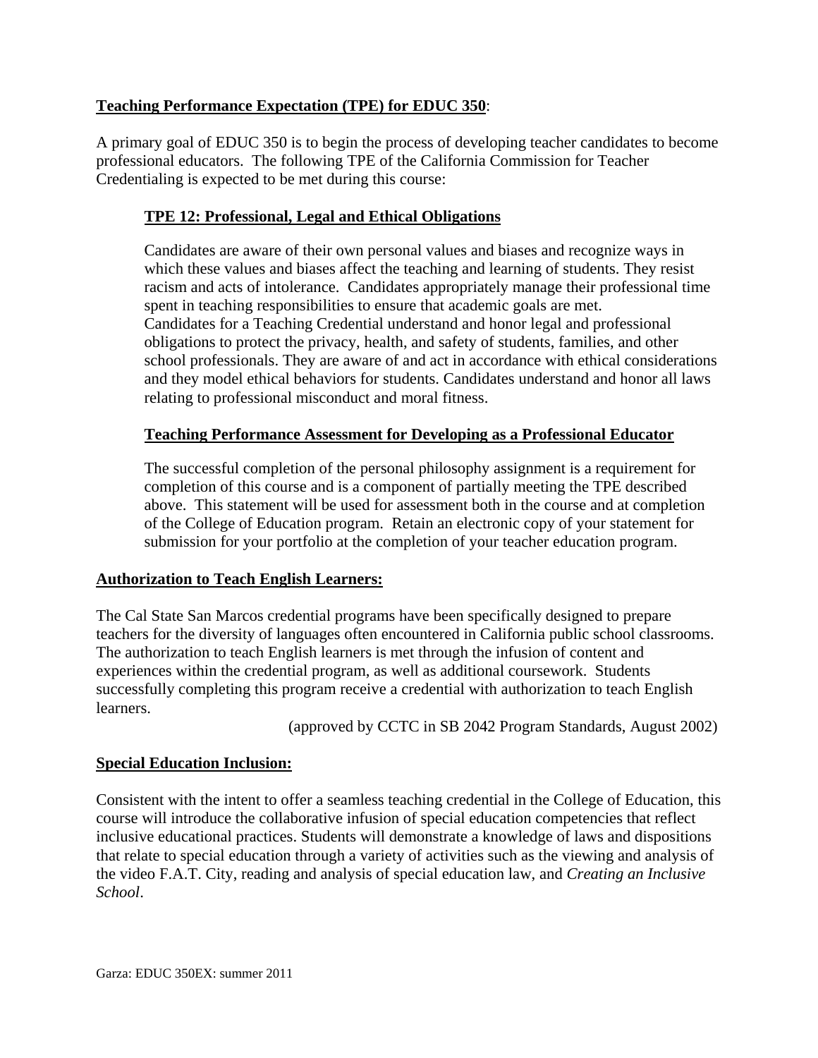**Teaching Performance Expectation (TPE) for EDUC 350**:

A primary goal of EDUC 350 is to begin the process of developing teacher candidates to become professional educators. The following TPE of the California Commission for Teacher Credentialing is expected to be met during this course:

**TPE 12: Professional, Legal and Ethical Obligations**

Candidates are aware of their own personal values and biases and recognize ways in which these values and biases affect the teaching and learning of students. They resist racism and acts of intolerance. Candidates appropriately manage their professional time spent in teaching responsibilities to ensure that academic goals are met. Candidates for a Teaching Credential understand and honor legal and professional obligations to protect the privacy, health, and safety of students, families, and other school professionals. They are aware of and act in accordance with ethical considerations and they model ethical behaviors for students. Candidates understand and honor all laws relating to professional misconduct and moral fitness.

**Teaching Performance Assessment for Developing as a Professional Educator**

The successful completion of the personal philosophy assignment is a requirement for completion of this course and is a component of partially meeting the TPE described above. This statement will be used for assessment both in the course and at completion of the College of Education program. Retain an electronic copy of your statement for submission for your portfolio at the completion of your teacher education program.

**Authorization to Teach English Learners:**

The Cal State San Marcos credential programs have been specifically designed to prepare teachers for the diversity of languages often encountered in California public school classrooms. The authorization to teach English learners is met through the infusion of content and experiences within the credential program, as well as additional coursework. Students successfully completing this program receive a credential with authorization to teach English learners.

(approved by CCTC in SB 2042 Program Standards, August 2002)

**Special Education Inclusion:**

Consistent with the intent to offer a seamless teaching credential in the College of Education, this course will introduce the collaborative infusion of special education competencies that reflect inclusive educational practices. Students will demonstrate a knowledge of laws and dispositions that relate to special education through a variety of activities such as the viewing and analysis of the video F.A.T. City, reading and analysis of special education law, and *Creating an Inclusive School*.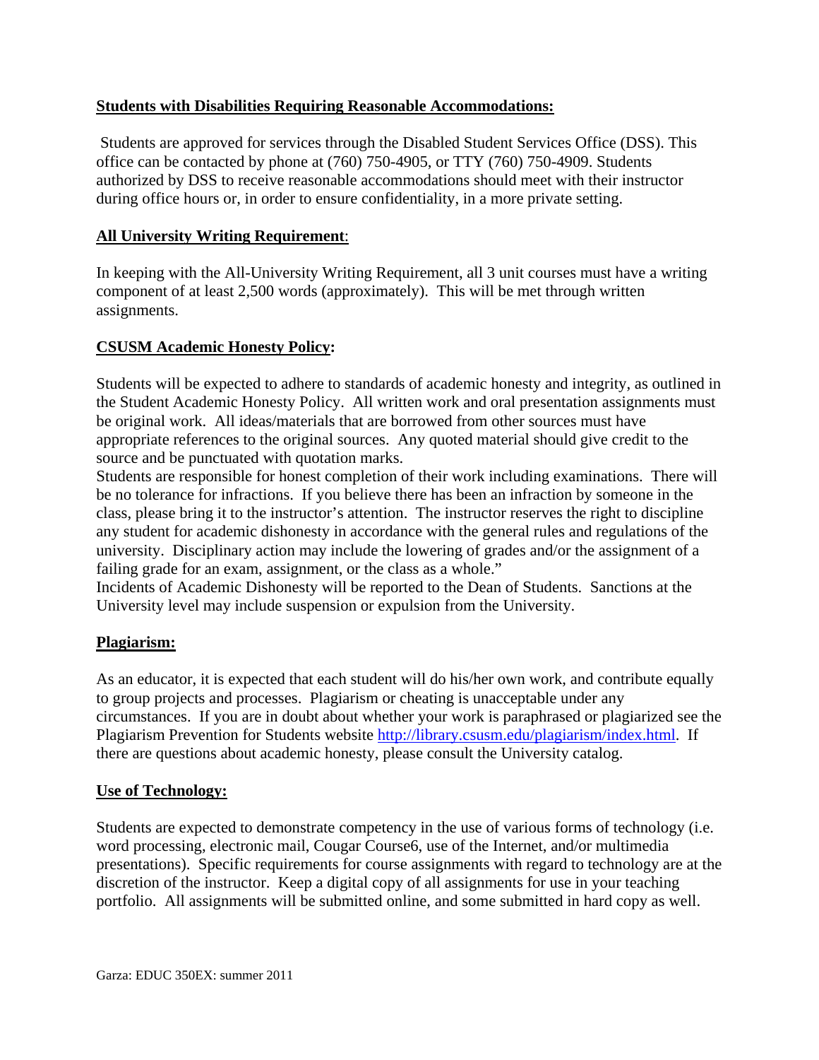**Students with Disabilities Requiring Reasonable Accommodations:**

Students are approved for services through the Disabled Student Services Office (DSS). This office can be contacted by phone at (760) 750-4905, or TTY (760) 750-4909. Students authorized by DSS to receive reasonable accommodations should meet with their instructor during office hours or, in order to ensure confidentiality, in a more private setting.

**All University Writing Requirement**:

In keeping with the All-University Writing Requirement, all 3 unit courses must have a writing component of at least 2,500 words (approximately). This will be met through written assignments.

**CSUSM Academic Honesty Policy:**

Students will be expected to adhere to standards of academic honesty and integrity, as outlined in the Student Academic Honesty Policy. All written work and oral presentation assignments must be original work. All ideas/materials that are borrowed from other sources must have appropriate references to the original sources. Any quoted material should give credit to the source and be punctuated with quotation marks.
Students are responsible for honest completion of their work including examinations. There will be no tolerance for infractions. If you believe there has been an infraction by someone in the class, please bring it to the instructor's attention. The instructor reserves the right to discipline any student for academic dishonesty in accordance with the general rules and regulations of the university. Disciplinary action may include the lowering of grades and/or the assignment of a failing grade for an exam, assignment, or the class as a whole."
Incidents of Academic Dishonesty will be reported to the Dean of Students. Sanctions at the University level may include suspension or expulsion from the University.

**Plagiarism:**

As an educator, it is expected that each student will do his/her own work, and contribute equally to group projects and processes. Plagiarism or cheating is unacceptable under any circumstances. If you are in doubt about whether your work is paraphrased or plagiarized see the Plagiarism Prevention for Students website http://library.csusm.edu/plagiarism/index.html. If there are questions about academic honesty, please consult the University catalog.

**Use of Technology:**

Students are expected to demonstrate competency in the use of various forms of technology (i.e. word processing, electronic mail, Cougar Course6, use of the Internet, and/or multimedia presentations). Specific requirements for course assignments with regard to technology are at the discretion of the instructor. Keep a digital copy of all assignments for use in your teaching portfolio. All assignments will be submitted online, and some submitted in hard copy as well.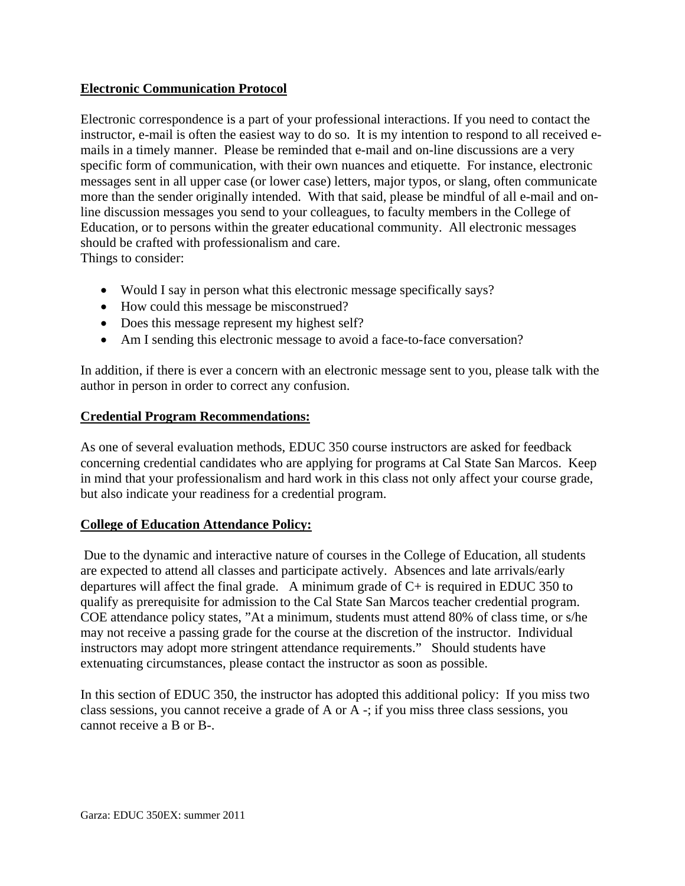**Electronic Communication Protocol**

Electronic correspondence is a part of your professional interactions. If you need to contact the instructor, e-mail is often the easiest way to do so. It is my intention to respond to all received e-mails in a timely manner. Please be reminded that e-mail and on-line discussions are a very specific form of communication, with their own nuances and etiquette. For instance, electronic messages sent in all upper case (or lower case) letters, major typos, or slang, often communicate more than the sender originally intended. With that said, please be mindful of all e-mail and on-line discussion messages you send to your colleagues, to faculty members in the College of Education, or to persons within the greater educational community. All electronic messages should be crafted with professionalism and care.
Things to consider:

- Would I say in person what this electronic message specifically says?
- How could this message be misconstrued?
- Does this message represent my highest self?
- Am I sending this electronic message to avoid a face-to-face conversation?

In addition, if there is ever a concern with an electronic message sent to you, please talk with the author in person in order to correct any confusion.

**Credential Program Recommendations:**

As one of several evaluation methods, EDUC 350 course instructors are asked for feedback concerning credential candidates who are applying for programs at Cal State San Marcos. Keep in mind that your professionalism and hard work in this class not only affect your course grade, but also indicate your readiness for a credential program.

**College of Education Attendance Policy:**

Due to the dynamic and interactive nature of courses in the College of Education, all students are expected to attend all classes and participate actively. Absences and late arrivals/early departures will affect the final grade. A minimum grade of C+ is required in EDUC 350 to qualify as prerequisite for admission to the Cal State San Marcos teacher credential program. COE attendance policy states, "At a minimum, students must attend 80% of class time, or s/he may not receive a passing grade for the course at the discretion of the instructor. Individual instructors may adopt more stringent attendance requirements." Should students have extenuating circumstances, please contact the instructor as soon as possible.

In this section of EDUC 350, the instructor has adopted this additional policy: If you miss two class sessions, you cannot receive a grade of A or A -; if you miss three class sessions, you cannot receive a B or B-.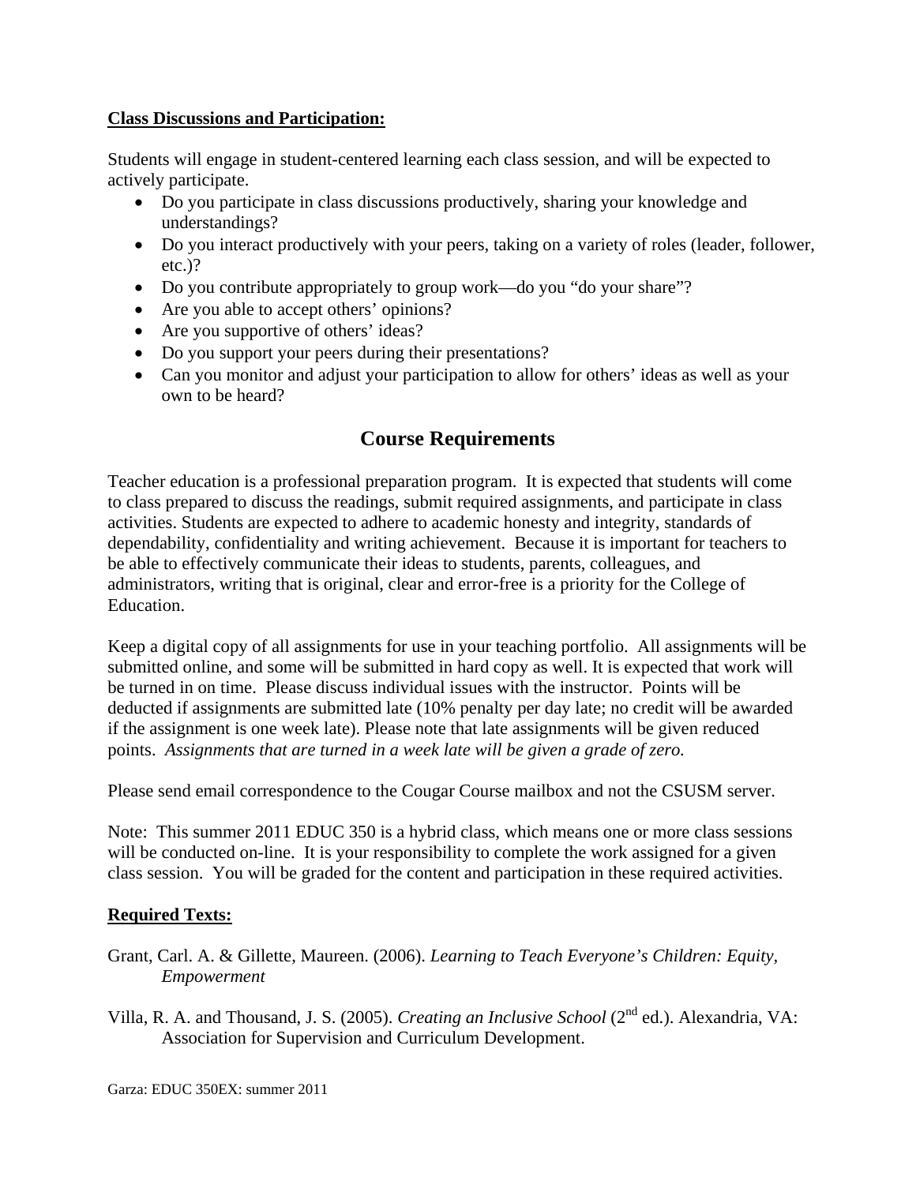**Class Discussions and Participation:**

Students will engage in student-centered learning each class session, and will be expected to actively participate.

- Do you participate in class discussions productively, sharing your knowledge and understandings?
- Do you interact productively with your peers, taking on a variety of roles (leader, follower, etc.)?
- Do you contribute appropriately to group work—do you "do your share"?
- Are you able to accept others' opinions?
- Are you supportive of others' ideas?
- Do you support your peers during their presentations?
- Can you monitor and adjust your participation to allow for others' ideas as well as your own to be heard?

## Course Requirements

Teacher education is a professional preparation program. It is expected that students will come to class prepared to discuss the readings, submit required assignments, and participate in class activities. Students are expected to adhere to academic honesty and integrity, standards of dependability, confidentiality and writing achievement. Because it is important for teachers to be able to effectively communicate their ideas to students, parents, colleagues, and administrators, writing that is original, clear and error-free is a priority for the College of Education.

Keep a digital copy of all assignments for use in your teaching portfolio. All assignments will be submitted online, and some will be submitted in hard copy as well. It is expected that work will be turned in on time. Please discuss individual issues with the instructor. Points will be deducted if assignments are submitted late (10% penalty per day late; no credit will be awarded if the assignment is one week late). Please note that late assignments will be given reduced points. *Assignments that are turned in a week late will be given a grade of zero.*

Please send email correspondence to the Cougar Course mailbox and not the CSUSM server.

Note: This summer 2011 EDUC 350 is a hybrid class, which means one or more class sessions will be conducted on-line. It is your responsibility to complete the work assigned for a given class session. You will be graded for the content and participation in these required activities.

**Required Texts:**

Grant, Carl. A. & Gillette, Maureen. (2006). *Learning to Teach Everyone's Children: Equity, Empowerment*

Villa, R. A. and Thousand, J. S. (2005). *Creating an Inclusive School* (2nd ed.). Alexandria, VA: Association for Supervision and Curriculum Development.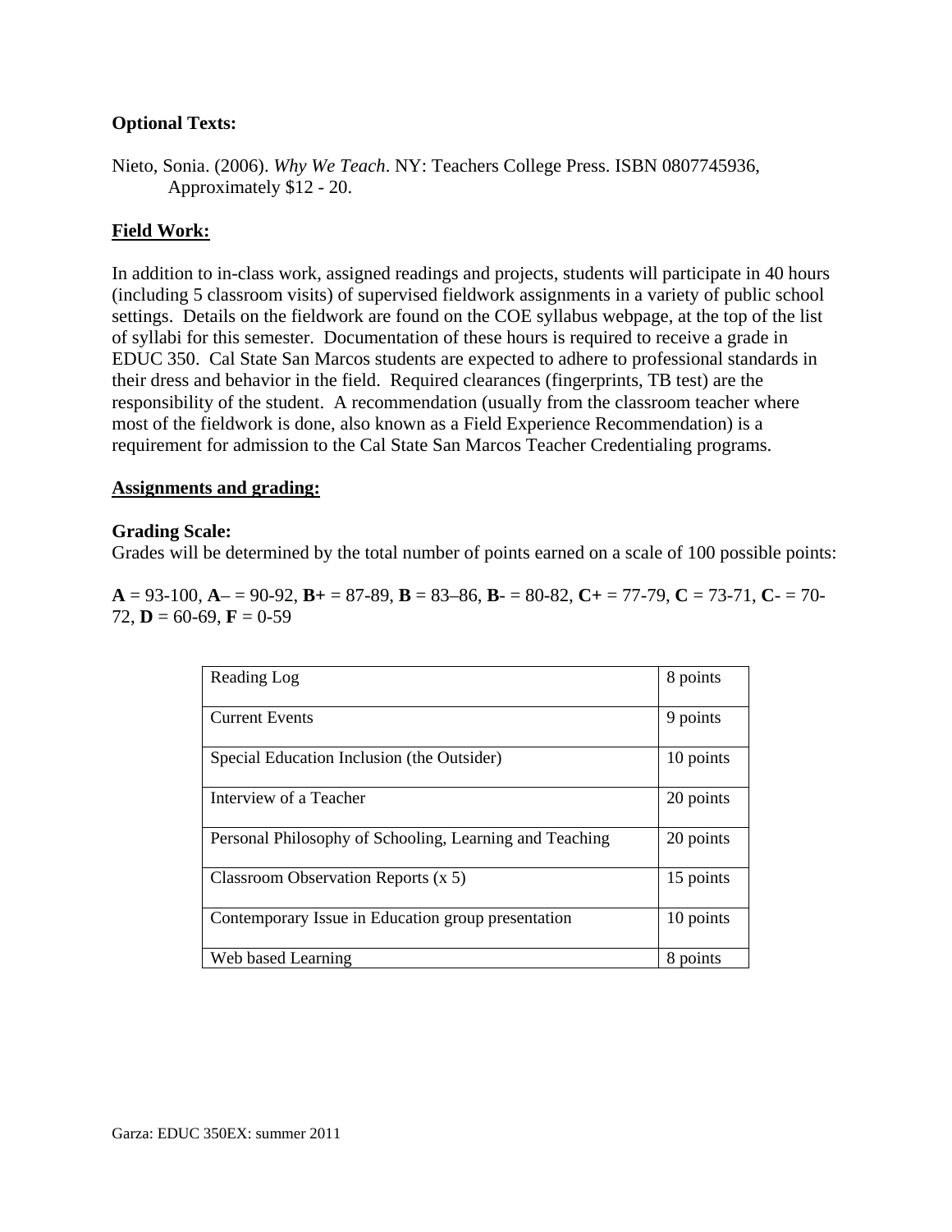**Optional Texts:**

Nieto, Sonia. (2006). *Why We Teach*. NY: Teachers College Press. ISBN 0807745936, Approximately $12 - 20.

**Field Work:**

In addition to in-class work, assigned readings and projects, students will participate in 40 hours (including 5 classroom visits) of supervised fieldwork assignments in a variety of public school settings. Details on the fieldwork are found on the COE syllabus webpage, at the top of the list of syllabi for this semester. Documentation of these hours is required to receive a grade in EDUC 350. Cal State San Marcos students are expected to adhere to professional standards in their dress and behavior in the field. Required clearances (fingerprints, TB test) are the responsibility of the student. A recommendation (usually from the classroom teacher where most of the fieldwork is done, also known as a Field Experience Recommendation) is a requirement for admission to the Cal State San Marcos Teacher Credentialing programs.

**Assignments and grading:**

**Grading Scale:**
Grades will be determined by the total number of points earned on a scale of 100 possible points:

**A** = 93-100, **A**– = 90-92, **B+** = 87-89, **B** = 83–86, **B**- = 80-82, **C+** = 77-79, **C** = 73-71, **C**- = 70-72, **D** = 60-69, **F** = 0-59

| Assignment | Points |
| --- | --- |
| Reading Log | 8 points |
| Current Events | 9 points |
| Special Education Inclusion (the Outsider) | 10 points |
| Interview of a Teacher | 20 points |
| Personal Philosophy of Schooling, Learning and Teaching | 20 points |
| Classroom Observation Reports (x 5) | 15 points |
| Contemporary Issue in Education group presentation | 10 points |
| Web based Learning | 8 points |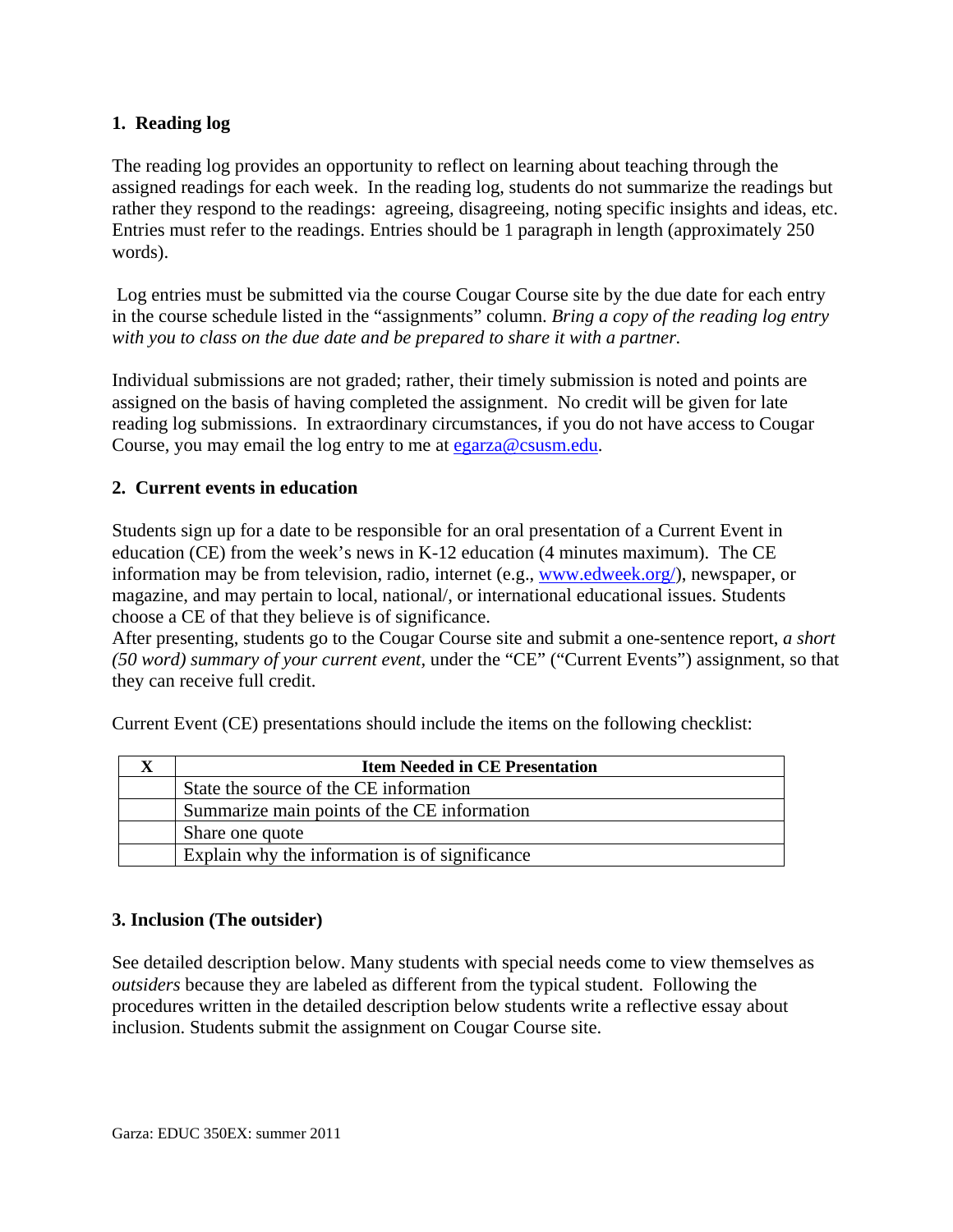## 1. Reading log

The reading log provides an opportunity to reflect on learning about teaching through the assigned readings for each week. In the reading log, students do not summarize the readings but rather they respond to the readings: agreeing, disagreeing, noting specific insights and ideas, etc. Entries must refer to the readings. Entries should be 1 paragraph in length (approximately 250 words).

Log entries must be submitted via the course Cougar Course site by the due date for each entry in the course schedule listed in the "assignments" column. *Bring a copy of the reading log entry with you to class on the due date and be prepared to share it with a partner.*

Individual submissions are not graded; rather, their timely submission is noted and points are assigned on the basis of having completed the assignment. No credit will be given for late reading log submissions. In extraordinary circumstances, if you do not have access to Cougar Course, you may email the log entry to me at egarza@csusm.edu.

## 2. Current events in education

Students sign up for a date to be responsible for an oral presentation of a Current Event in education (CE) from the week's news in K-12 education (4 minutes maximum). The CE information may be from television, radio, internet (e.g., www.edweek.org/), newspaper, or magazine, and may pertain to local, national/, or international educational issues. Students choose a CE of that they believe is of significance.
After presenting, students go to the Cougar Course site and submit a one-sentence report, *a short (50 word) summary of your current event*, under the "CE" ("Current Events") assignment, so that they can receive full credit.

Current Event (CE) presentations should include the items on the following checklist:

| X | Item Needed in CE Presentation |
|---|---|
| | State the source of the CE information |
| | Summarize main points of the CE information |
| | Share one quote |
| | Explain why the information is of significance |

## 3. Inclusion (The outsider)

See detailed description below. Many students with special needs come to view themselves as *outsiders* because they are labeled as different from the typical student. Following the procedures written in the detailed description below students write a reflective essay about inclusion. Students submit the assignment on Cougar Course site.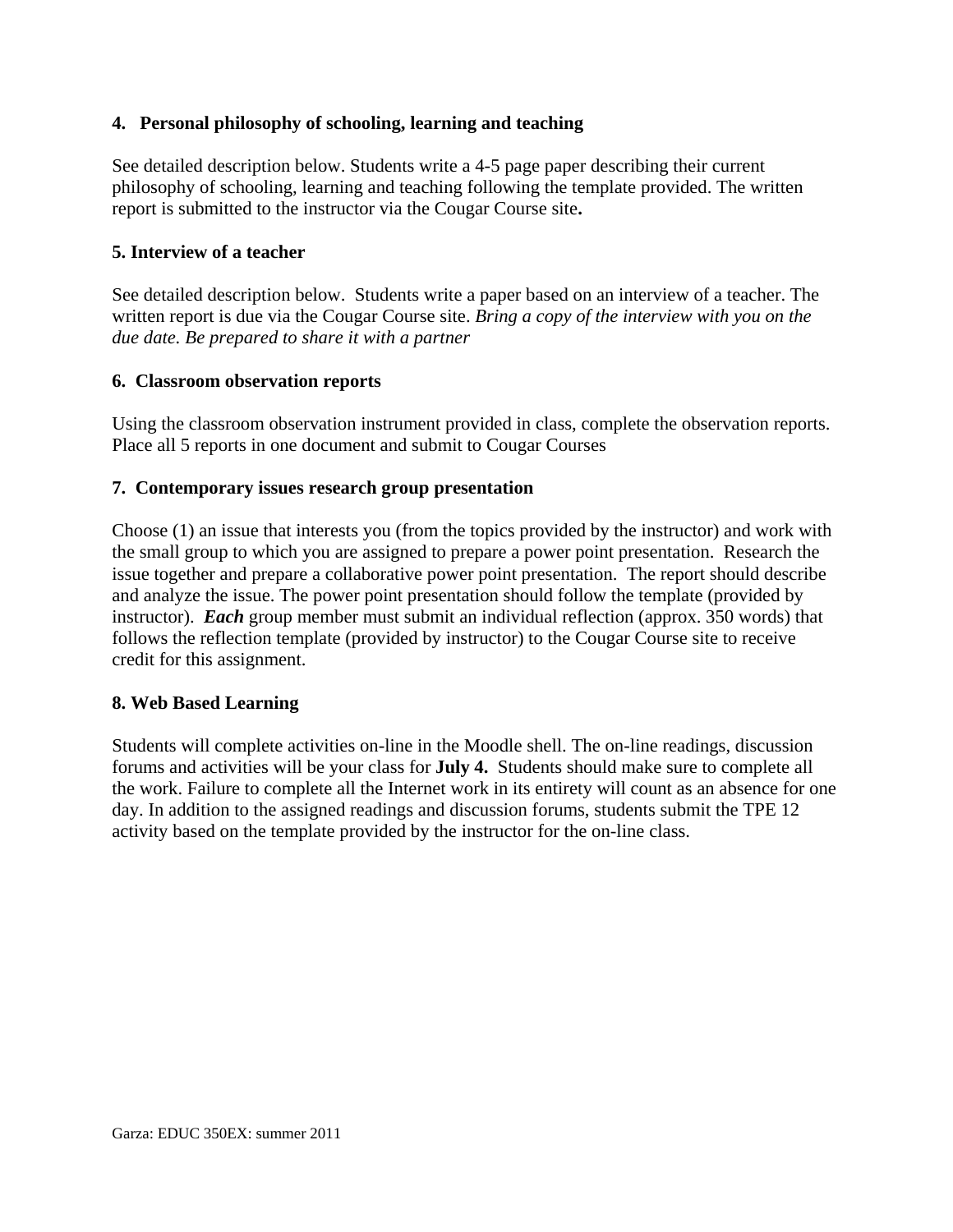### 4. Personal philosophy of schooling, learning and teaching

See detailed description below. Students write a 4-5 page paper describing their current philosophy of schooling, learning and teaching following the template provided. The written report is submitted to the instructor via the Cougar Course site**.**

### 5. Interview of a teacher

See detailed description below. Students write a paper based on an interview of a teacher. The written report is due via the Cougar Course site. *Bring a copy of the interview with you on the due date. Be prepared to share it with a partner*

### 6. Classroom observation reports

Using the classroom observation instrument provided in class, complete the observation reports. Place all 5 reports in one document and submit to Cougar Courses

### 7. Contemporary issues research group presentation

Choose (1) an issue that interests you (from the topics provided by the instructor) and work with the small group to which you are assigned to prepare a power point presentation. Research the issue together and prepare a collaborative power point presentation. The report should describe and analyze the issue. The power point presentation should follow the template (provided by instructor). ***Each*** group member must submit an individual reflection (approx. 350 words) that follows the reflection template (provided by instructor) to the Cougar Course site to receive credit for this assignment.

### 8. Web Based Learning

Students will complete activities on-line in the Moodle shell. The on-line readings, discussion forums and activities will be your class for **July 4.** Students should make sure to complete all the work. Failure to complete all the Internet work in its entirety will count as an absence for one day. In addition to the assigned readings and discussion forums, students submit the TPE 12 activity based on the template provided by the instructor for the on-line class.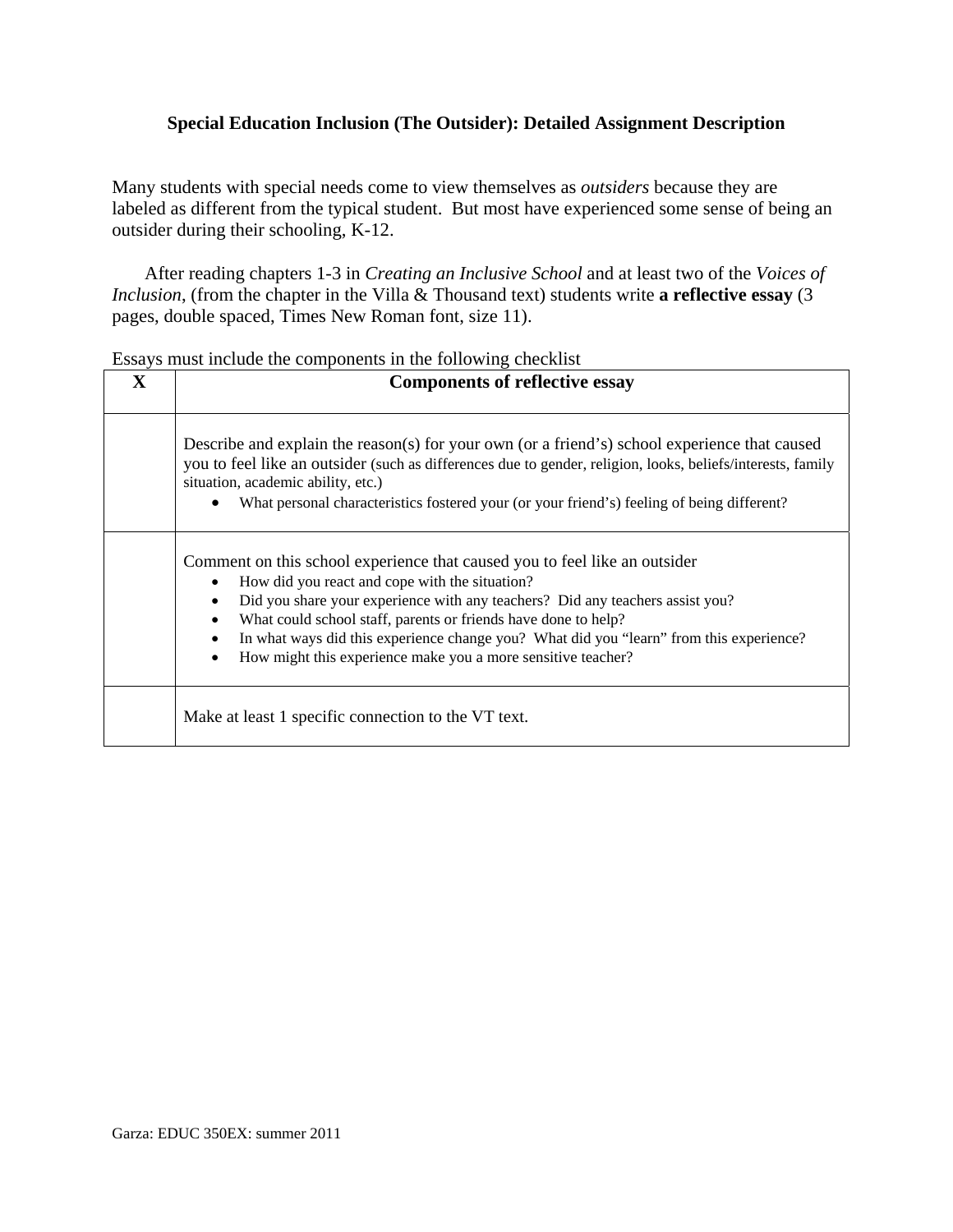**Special Education Inclusion (The Outsider): Detailed Assignment Description**

Many students with special needs come to view themselves as *outsiders* because they are labeled as different from the typical student. But most have experienced some sense of being an outsider during their schooling, K-12.

After reading chapters 1-3 in *Creating an Inclusive School* and at least two of the *Voices of Inclusion*, (from the chapter in the Villa & Thousand text) students write **a reflective essay** (3 pages, double spaced, Times New Roman font, size 11).

Essays must include the components in the following checklist

| X | Components of reflective essay |
|---|---|
| | Describe and explain the reason(s) for your own (or a friend's) school experience that caused you to feel like an outsider (such as differences due to gender, religion, looks, beliefs/interests, family situation, academic ability, etc.)<br>• What personal characteristics fostered your (or your friend's) feeling of being different? |
| | Comment on this school experience that caused you to feel like an outsider<br>• How did you react and cope with the situation?<br>• Did you share your experience with any teachers? Did any teachers assist you?<br>• What could school staff, parents or friends have done to help?<br>• In what ways did this experience change you? What did you "learn" from this experience?<br>• How might this experience make you a more sensitive teacher? |
| | Make at least 1 specific connection to the VT text. |

Garza: EDUC 350EX: summer 2011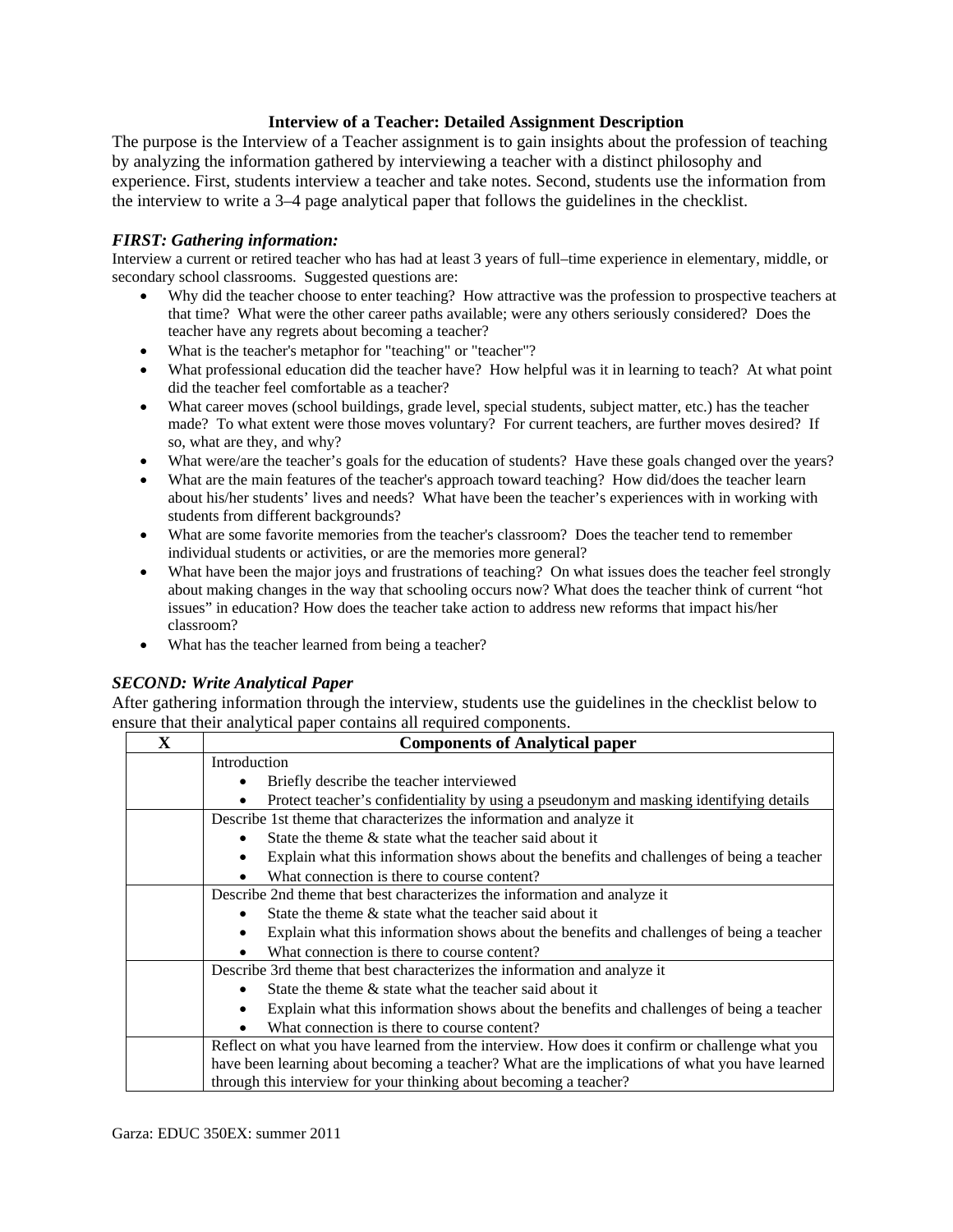### Interview of a Teacher: Detailed Assignment Description

The purpose is the Interview of a Teacher assignment is to gain insights about the profession of teaching by analyzing the information gathered by interviewing a teacher with a distinct philosophy and experience. First, students interview a teacher and take notes. Second, students use the information from the interview to write a 3–4 page analytical paper that follows the guidelines in the checklist.

***FIRST: Gathering information:***

Interview a current or retired teacher who has had at least 3 years of full–time experience in elementary, middle, or secondary school classrooms. Suggested questions are:

- Why did the teacher choose to enter teaching? How attractive was the profession to prospective teachers at that time? What were the other career paths available; were any others seriously considered? Does the teacher have any regrets about becoming a teacher?
- What is the teacher's metaphor for "teaching" or "teacher"?
- What professional education did the teacher have? How helpful was it in learning to teach? At what point did the teacher feel comfortable as a teacher?
- What career moves (school buildings, grade level, special students, subject matter, etc.) has the teacher made? To what extent were those moves voluntary? For current teachers, are further moves desired? If so, what are they, and why?
- What were/are the teacher's goals for the education of students? Have these goals changed over the years?
- What are the main features of the teacher's approach toward teaching? How did/does the teacher learn about his/her students' lives and needs? What have been the teacher's experiences with in working with students from different backgrounds?
- What are some favorite memories from the teacher's classroom? Does the teacher tend to remember individual students or activities, or are the memories more general?
- What have been the major joys and frustrations of teaching? On what issues does the teacher feel strongly about making changes in the way that schooling occurs now? What does the teacher think of current "hot issues" in education? How does the teacher take action to address new reforms that impact his/her classroom?
- What has the teacher learned from being a teacher?

***SECOND: Write Analytical Paper***

After gathering information through the interview, students use the guidelines in the checklist below to ensure that their analytical paper contains all required components.

| X | Components of Analytical paper |
|---|---|
| | Introduction<br>• Briefly describe the teacher interviewed<br>• Protect teacher's confidentiality by using a pseudonym and masking identifying details |
| | Describe 1st theme that characterizes the information and analyze it<br>• State the theme & state what the teacher said about it<br>• Explain what this information shows about the benefits and challenges of being a teacher<br>• What connection is there to course content? |
| | Describe 2nd theme that best characterizes the information and analyze it<br>• State the theme & state what the teacher said about it<br>• Explain what this information shows about the benefits and challenges of being a teacher<br>• What connection is there to course content? |
| | Describe 3rd theme that best characterizes the information and analyze it<br>• State the theme & state what the teacher said about it<br>• Explain what this information shows about the benefits and challenges of being a teacher<br>• What connection is there to course content? |
| | Reflect on what you have learned from the interview. How does it confirm or challenge what you have been learning about becoming a teacher? What are the implications of what you have learned through this interview for your thinking about becoming a teacher? |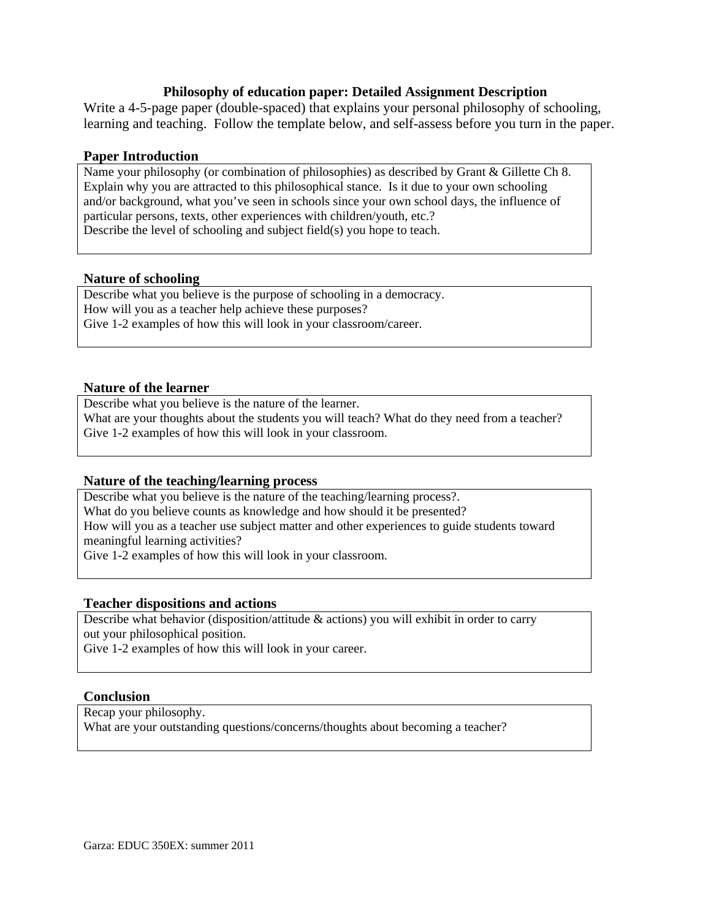## Philosophy of education paper: Detailed Assignment Description

Write a 4-5-page paper (double-spaced) that explains your personal philosophy of schooling, learning and teaching. Follow the template below, and self-assess before you turn in the paper.

### Paper Introduction

Name your philosophy (or combination of philosophies) as described by Grant & Gillette Ch 8.
Explain why you are attracted to this philosophical stance. Is it due to your own schooling and/or background, what you've seen in schools since your own school days, the influence of particular persons, texts, other experiences with children/youth, etc.?
Describe the level of schooling and subject field(s) you hope to teach.

### Nature of schooling

Describe what you believe is the purpose of schooling in a democracy.
How will you as a teacher help achieve these purposes?
Give 1-2 examples of how this will look in your classroom/career.

### Nature of the learner

Describe what you believe is the nature of the learner.
What are your thoughts about the students you will teach? What do they need from a teacher?
Give 1-2 examples of how this will look in your classroom.

### Nature of the teaching/learning process

Describe what you believe is the nature of the teaching/learning process?.
What do you believe counts as knowledge and how should it be presented?
How will you as a teacher use subject matter and other experiences to guide students toward meaningful learning activities?
Give 1-2 examples of how this will look in your classroom.

### Teacher dispositions and actions

Describe what behavior (disposition/attitude & actions) you will exhibit in order to carry out your philosophical position.
Give 1-2 examples of how this will look in your career.

### Conclusion

Recap your philosophy.
What are your outstanding questions/concerns/thoughts about becoming a teacher?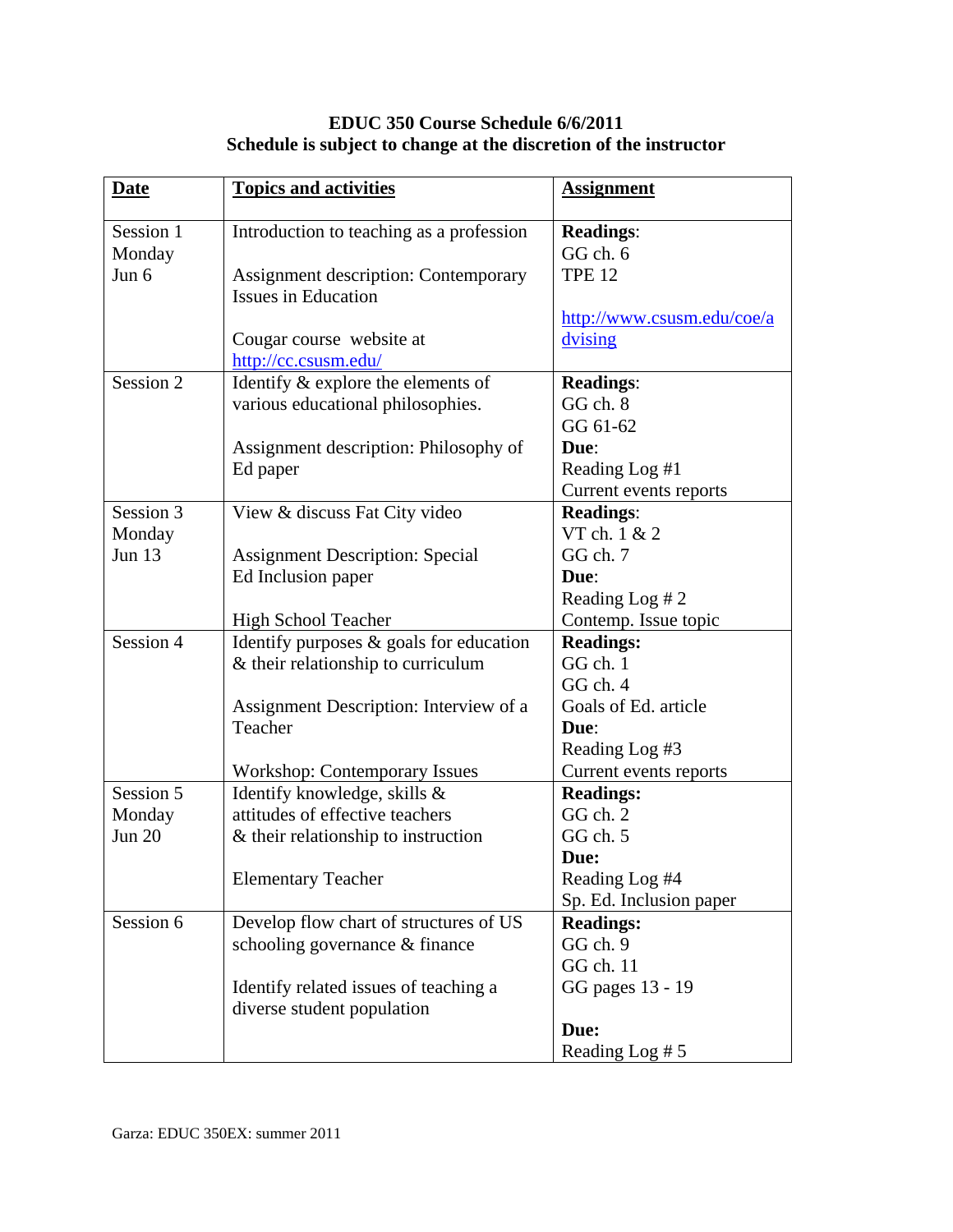**EDUC 350 Course Schedule 6/6/2011**
**Schedule is subject to change at the discretion of the instructor**

| Date | Topics and activities | Assignment |
|---|---|---|
| Session 1<br>Monday<br>Jun 6 | Introduction to teaching as a profession<br><br>Assignment description: Contemporary Issues in Education<br><br>Cougar course website at http://cc.csusm.edu/ | **Readings**:<br>GG ch. 6<br>TPE 12<br><br>http://www.csusm.edu/coe/advising |
| Session 2 | Identify & explore the elements of various educational philosophies.<br><br>Assignment description: Philosophy of Ed paper | **Readings**:<br>GG ch. 8<br>GG 61-62<br>**Due**:<br>Reading Log #1<br>Current events reports |
| Session 3<br>Monday<br>Jun 13 | View & discuss Fat City video<br><br>Assignment Description: Special Ed Inclusion paper<br><br>High School Teacher | **Readings**:<br>VT ch. 1 & 2<br>GG ch. 7<br>**Due**:<br>Reading Log # 2<br>Contemp. Issue topic |
| Session 4 | Identify purposes & goals for education & their relationship to curriculum<br><br>Assignment Description: Interview of a Teacher<br><br>Workshop: Contemporary Issues | **Readings:**<br>GG ch. 1<br>GG ch. 4<br>Goals of Ed. article<br>**Due**:<br>Reading Log #3<br>Current events reports |
| Session 5<br>Monday<br>Jun 20 | Identify knowledge, skills & attitudes of effective teachers & their relationship to instruction<br><br>Elementary Teacher | **Readings:**<br>GG ch. 2<br>GG ch. 5<br>**Due:**<br>Reading Log #4<br>Sp. Ed. Inclusion paper |
| Session 6 | Develop flow chart of structures of US schooling governance & finance<br><br>Identify related issues of teaching a diverse student population | **Readings:**<br>GG ch. 9<br>GG ch. 11<br>GG pages 13 - 19<br><br>**Due:**<br>Reading Log # 5 |

Garza: EDUC 350EX: summer 2011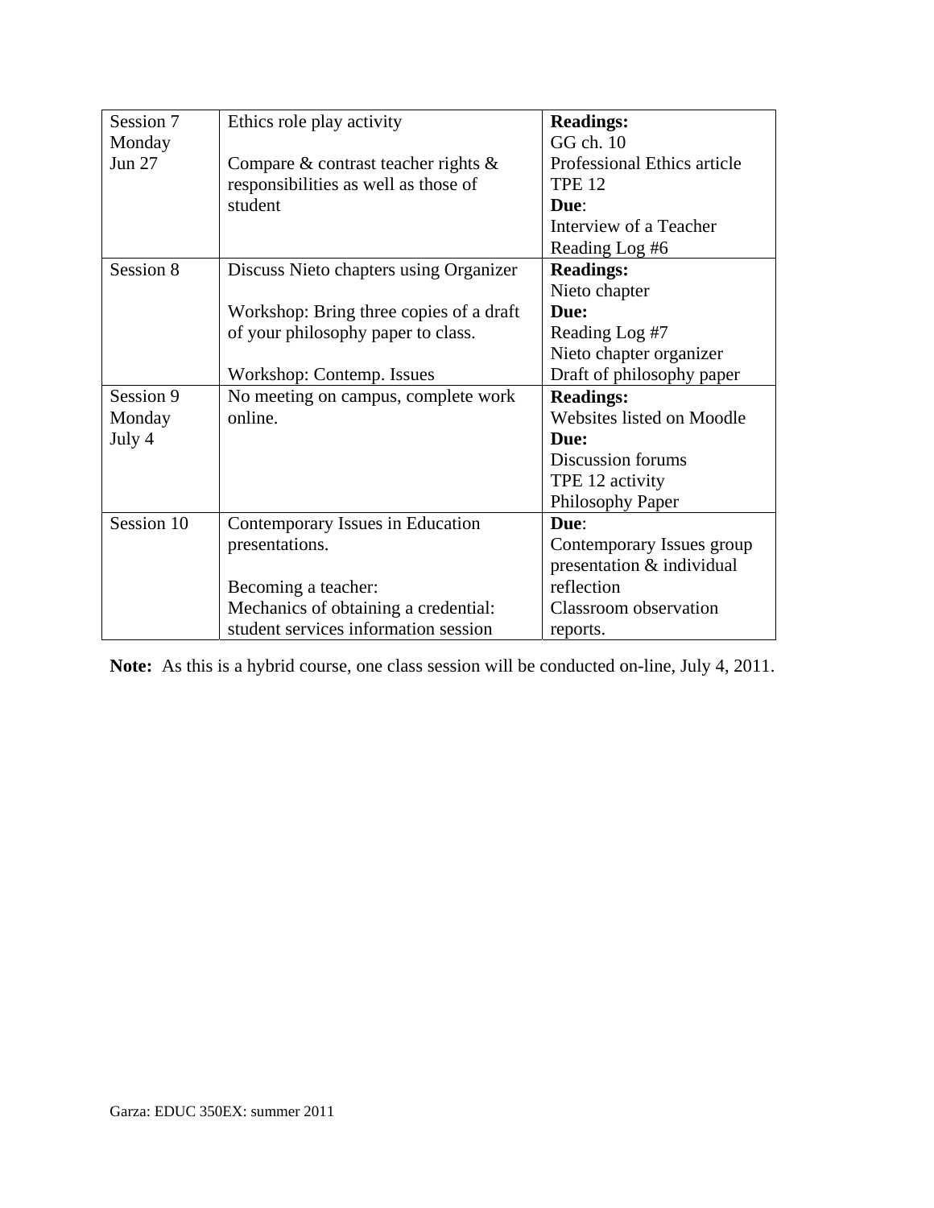| | | |
|---|---|---|
| Session 7<br>Monday<br>Jun 27 | Ethics role play activity<br><br>Compare & contrast teacher rights & responsibilities as well as those of student | **Readings:**<br>GG ch. 10<br>Professional Ethics article<br>TPE 12<br>**Due**:<br>Interview of a Teacher<br>Reading Log #6 |
| Session 8 | Discuss Nieto chapters using Organizer<br><br>Workshop: Bring three copies of a draft of your philosophy paper to class.<br><br>Workshop: Contemp. Issues | **Readings:**<br>Nieto chapter<br>**Due:**<br>Reading Log #7<br>Nieto chapter organizer<br>Draft of philosophy paper |
| Session 9<br>Monday<br>July 4 | No meeting on campus, complete work online. | **Readings:**<br>Websites listed on Moodle<br>**Due:**<br>Discussion forums<br>TPE 12 activity<br>Philosophy Paper |
| Session 10 | Contemporary Issues in Education presentations.<br><br>Becoming a teacher:<br>Mechanics of obtaining a credential: student services information session | **Due**:<br>Contemporary Issues group presentation & individual reflection<br>Classroom observation reports. |

**Note:** As this is a hybrid course, one class session will be conducted on-line, July 4, 2011.